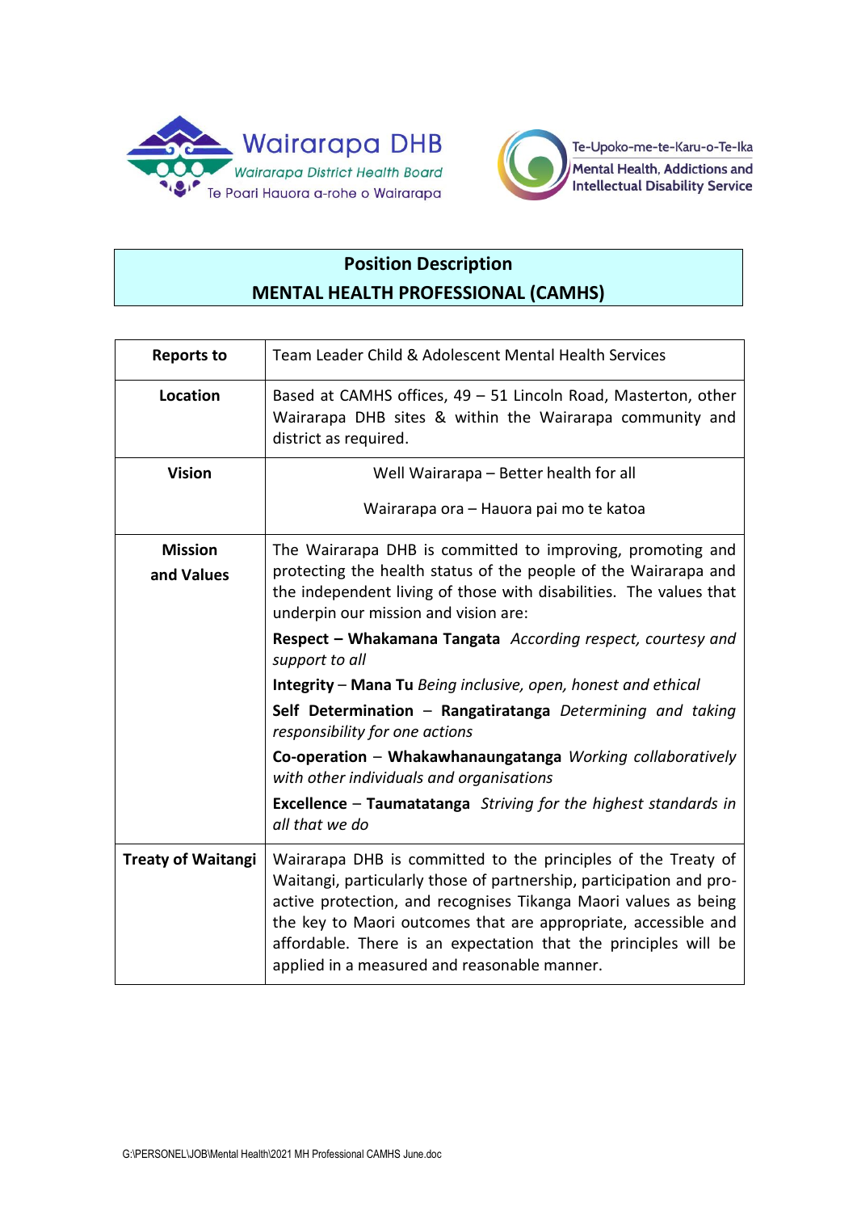Wairarapa DHB
Wairarapa District Health Board
Te Poari Hauora a-rohe o Wairarapa

Te-Upoko-me-te-Karu-o-Te-Ika
Mental Health, Addictions and Intellectual Disability Service

# Position Description
# MENTAL HEALTH PROFESSIONAL (CAMHS)

| | |
|---|---|
| **Reports to** | Team Leader Child & Adolescent Mental Health Services |
| **Location** | Based at CAMHS offices, 49 – 51 Lincoln Road, Masterton, other Wairarapa DHB sites & within the Wairarapa community and district as required. |
| **Vision** | Well Wairarapa – Better health for all<br><br>Wairarapa ora – Hauora pai mo te katoa |
| **Mission and Values** | The Wairarapa DHB is committed to improving, promoting and protecting the health status of the people of the Wairarapa and the independent living of those with disabilities. The values that underpin our mission and vision are:<br><br>**Respect – Whakamana Tangata** *According respect, courtesy and support to all*<br><br>**Integrity** – **Mana Tu** *Being inclusive, open, honest and ethical*<br><br>**Self Determination** – **Rangatiratanga** *Determining and taking responsibility for one actions*<br><br>**Co-operation** – **Whakawhanaungatanga** *Working collaboratively with other individuals and organisations*<br><br>**Excellence** – **Taumatatanga** *Striving for the highest standards in all that we do* |
| **Treaty of Waitangi** | Wairarapa DHB is committed to the principles of the Treaty of Waitangi, particularly those of partnership, participation and pro-active protection, and recognises Tikanga Maori values as being the key to Maori outcomes that are appropriate, accessible and affordable. There is an expectation that the principles will be applied in a measured and reasonable manner. |

G:\PERSONEL\JOB\Mental Health\2021 MH Professional CAMHS June.doc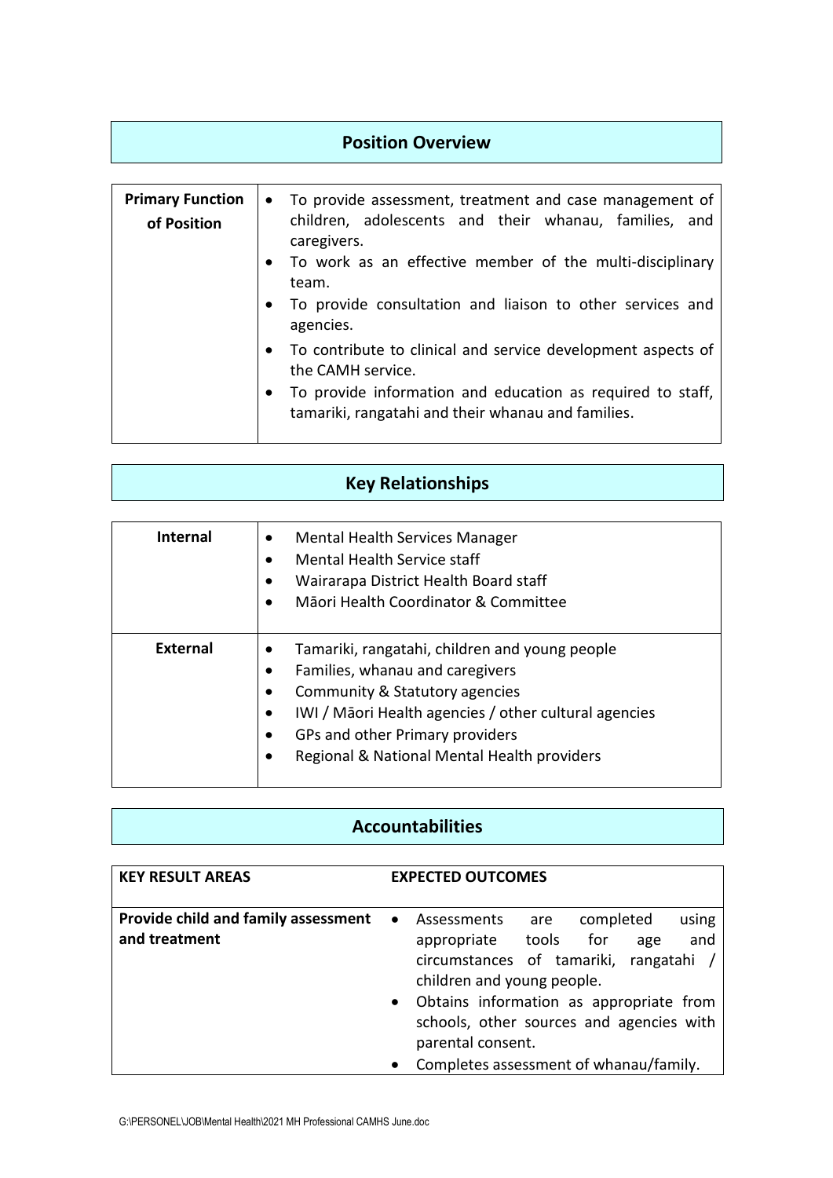## Position Overview

| | |
|---|---|
| **Primary Function of Position** | • To provide assessment, treatment and case management of children, adolescents and their whanau, families, and caregivers.<br>• To work as an effective member of the multi-disciplinary team.<br>• To provide consultation and liaison to other services and agencies.<br>• To contribute to clinical and service development aspects of the CAMH service.<br>• To provide information and education as required to staff, tamariki, rangatahi and their whanau and families. |

## Key Relationships

| | |
|---|---|
| **Internal** | • Mental Health Services Manager<br>• Mental Health Service staff<br>• Wairarapa District Health Board staff<br>• Māori Health Coordinator & Committee |
| **External** | • Tamariki, rangatahi, children and young people<br>• Families, whanau and caregivers<br>• Community & Statutory agencies<br>• IWI / Māori Health agencies / other cultural agencies<br>• GPs and other Primary providers<br>• Regional & National Mental Health providers |

## Accountabilities

| KEY RESULT AREAS | EXPECTED OUTCOMES |
|---|---|
| **Provide child and family assessment and treatment** | • Assessments are completed using appropriate tools for age and circumstances of tamariki, rangatahi / children and young people.<br>• Obtains information as appropriate from schools, other sources and agencies with parental consent.<br>• Completes assessment of whanau/family. |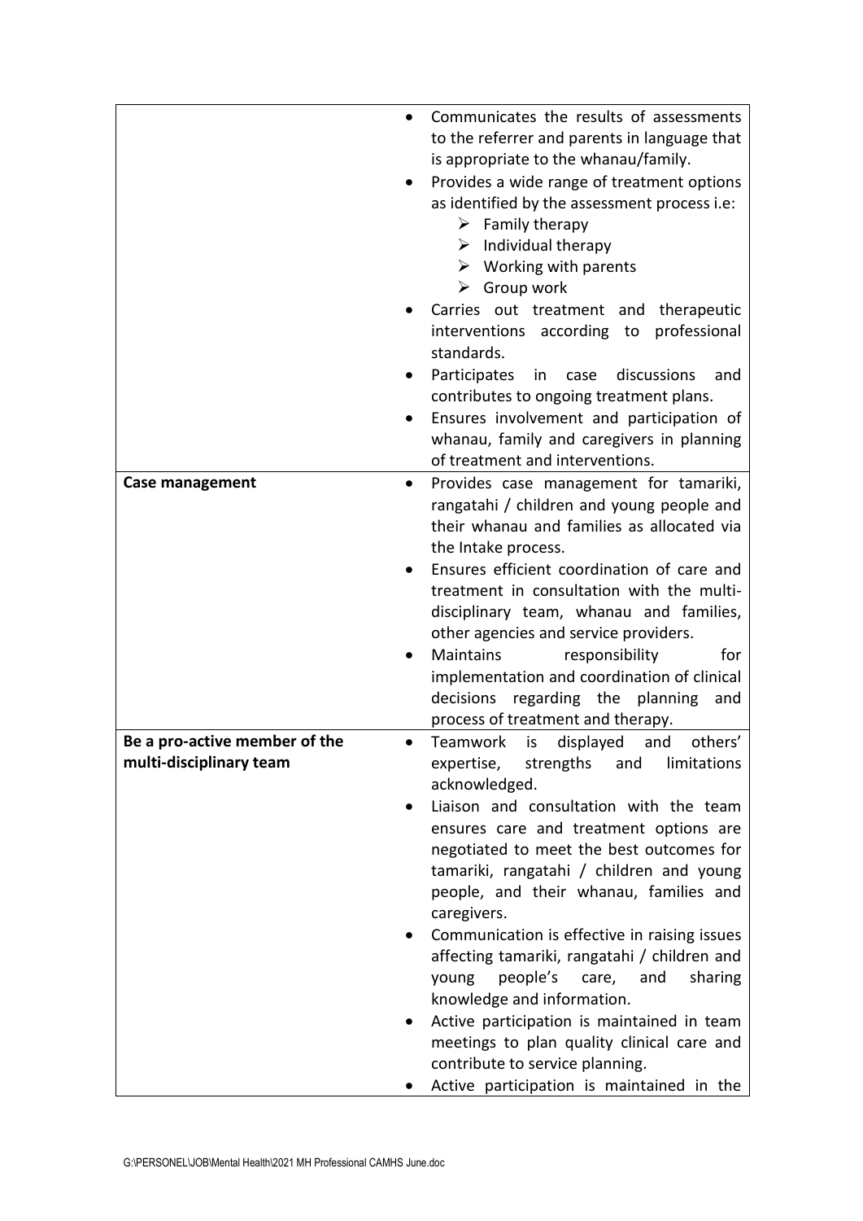| | |
|---|---|
| | • Communicates the results of assessments to the referrer and parents in language that is appropriate to the whanau/family.<br>• Provides a wide range of treatment options as identified by the assessment process i.e:<br>  ➢ Family therapy<br>  ➢ Individual therapy<br>  ➢ Working with parents<br>  ➢ Group work<br>• Carries out treatment and therapeutic interventions according to professional standards.<br>• Participates in case discussions and contributes to ongoing treatment plans.<br>• Ensures involvement and participation of whanau, family and caregivers in planning of treatment and interventions. |
| **Case management** | • Provides case management for tamariki, rangatahi / children and young people and their whanau and families as allocated via the Intake process.<br>• Ensures efficient coordination of care and treatment in consultation with the multi-disciplinary team, whanau and families, other agencies and service providers.<br>• Maintains responsibility for implementation and coordination of clinical decisions regarding the planning and process of treatment and therapy. |
| **Be a pro-active member of the multi-disciplinary team** | • Teamwork is displayed and others' expertise, strengths and limitations acknowledged.<br>• Liaison and consultation with the team ensures care and treatment options are negotiated to meet the best outcomes for tamariki, rangatahi / children and young people, and their whanau, families and caregivers.<br>• Communication is effective in raising issues affecting tamariki, rangatahi / children and young people's care, and sharing knowledge and information.<br>• Active participation is maintained in team meetings to plan quality clinical care and contribute to service planning.<br>• Active participation is maintained in the |

G:\PERSONEL\JOB\Mental Health\2021 MH Professional CAMHS June.doc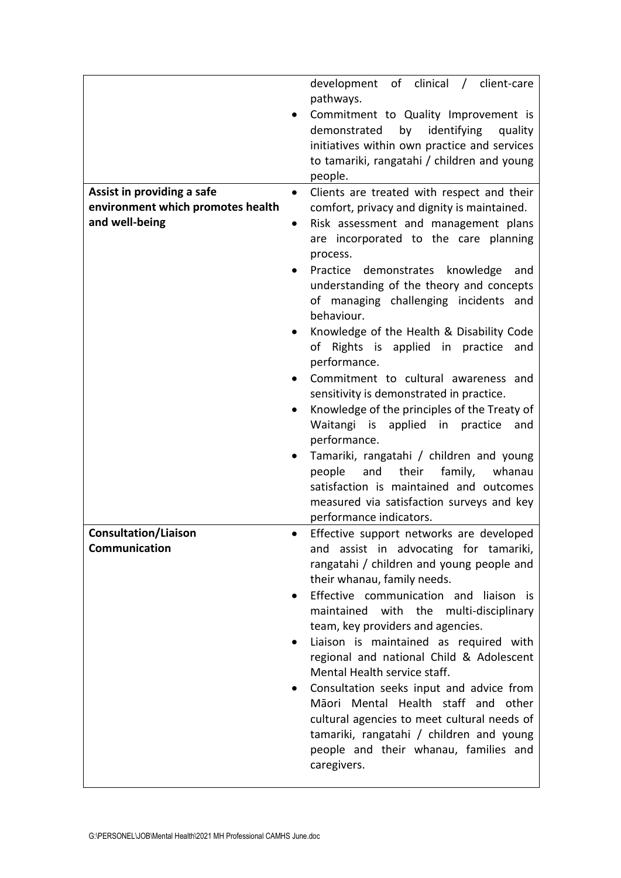| | |
|---|---|
| | • development of clinical / client-care pathways.<br>• Commitment to Quality Improvement is demonstrated by identifying quality initiatives within own practice and services to tamariki, rangatahi / children and young people. |
| **Assist in providing a safe environment which promotes health and well-being** | • Clients are treated with respect and their comfort, privacy and dignity is maintained.<br>• Risk assessment and management plans are incorporated to the care planning process.<br>• Practice demonstrates knowledge and understanding of the theory and concepts of managing challenging incidents and behaviour.<br>• Knowledge of the Health & Disability Code of Rights is applied in practice and performance.<br>• Commitment to cultural awareness and sensitivity is demonstrated in practice.<br>• Knowledge of the principles of the Treaty of Waitangi is applied in practice and performance.<br>• Tamariki, rangatahi / children and young people and their family, whanau satisfaction is maintained and outcomes measured via satisfaction surveys and key performance indicators. |
| **Consultation/Liaison Communication** | • Effective support networks are developed and assist in advocating for tamariki, rangatahi / children and young people and their whanau, family needs.<br>• Effective communication and liaison is maintained with the multi-disciplinary team, key providers and agencies.<br>• Liaison is maintained as required with regional and national Child & Adolescent Mental Health service staff.<br>• Consultation seeks input and advice from Māori Mental Health staff and other cultural agencies to meet cultural needs of tamariki, rangatahi / children and young people and their whanau, families and caregivers. |

G:\PERSONEL\JOB\Mental Health\2021 MH Professional CAMHS June.doc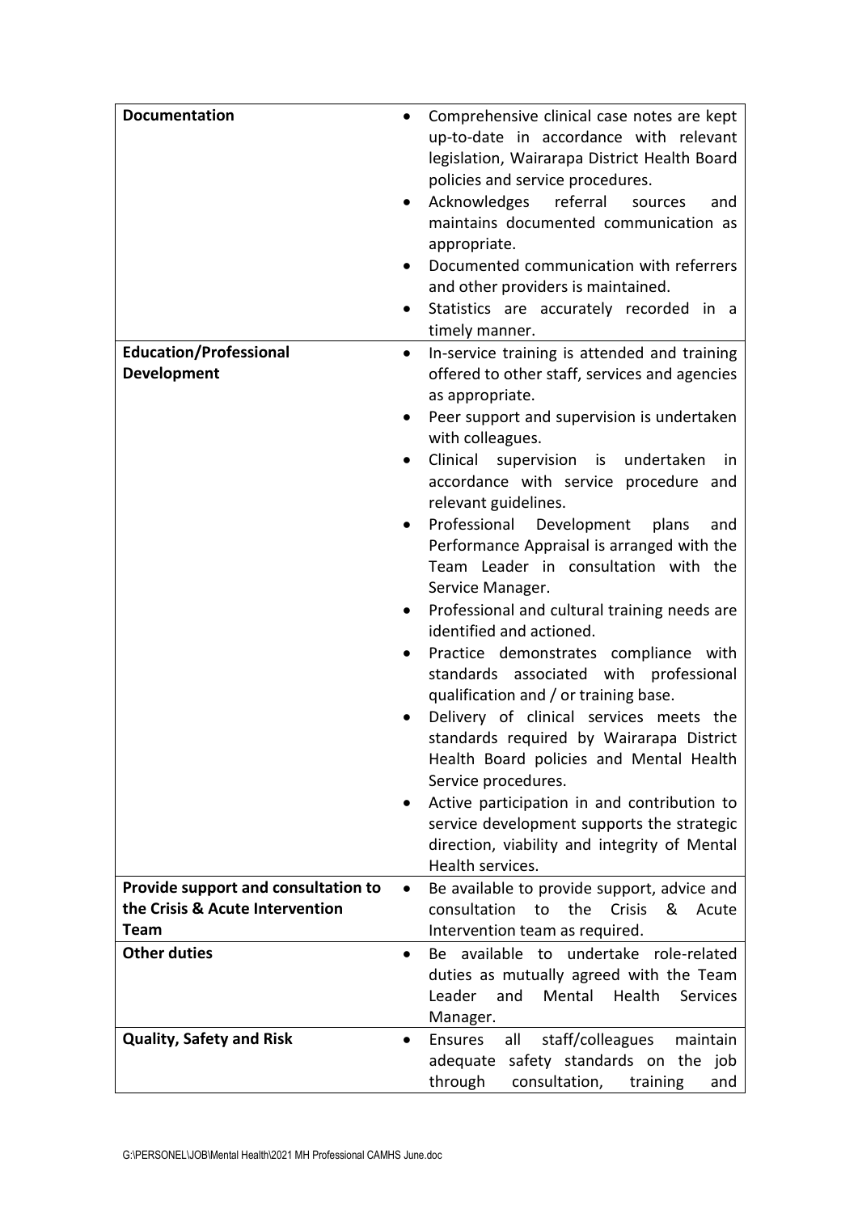| | |
|---|---|
| **Documentation** | • Comprehensive clinical case notes are kept up-to-date in accordance with relevant legislation, Wairarapa District Health Board policies and service procedures.<br>• Acknowledges referral sources and maintains documented communication as appropriate.<br>• Documented communication with referrers and other providers is maintained.<br>• Statistics are accurately recorded in a timely manner. |
| **Education/Professional Development** | • In-service training is attended and training offered to other staff, services and agencies as appropriate.<br>• Peer support and supervision is undertaken with colleagues.<br>• Clinical supervision is undertaken in accordance with service procedure and relevant guidelines.<br>• Professional Development plans and Performance Appraisal is arranged with the Team Leader in consultation with the Service Manager.<br>• Professional and cultural training needs are identified and actioned.<br>• Practice demonstrates compliance with standards associated with professional qualification and / or training base.<br>• Delivery of clinical services meets the standards required by Wairarapa District Health Board policies and Mental Health Service procedures.<br>• Active participation in and contribution to service development supports the strategic direction, viability and integrity of Mental Health services. |
| **Provide support and consultation to the Crisis & Acute Intervention Team** | • Be available to provide support, advice and consultation to the Crisis & Acute Intervention team as required. |
| **Other duties** | • Be available to undertake role-related duties as mutually agreed with the Team Leader and Mental Health Services Manager. |
| **Quality, Safety and Risk** | • Ensures all staff/colleagues maintain adequate safety standards on the job through consultation, training and |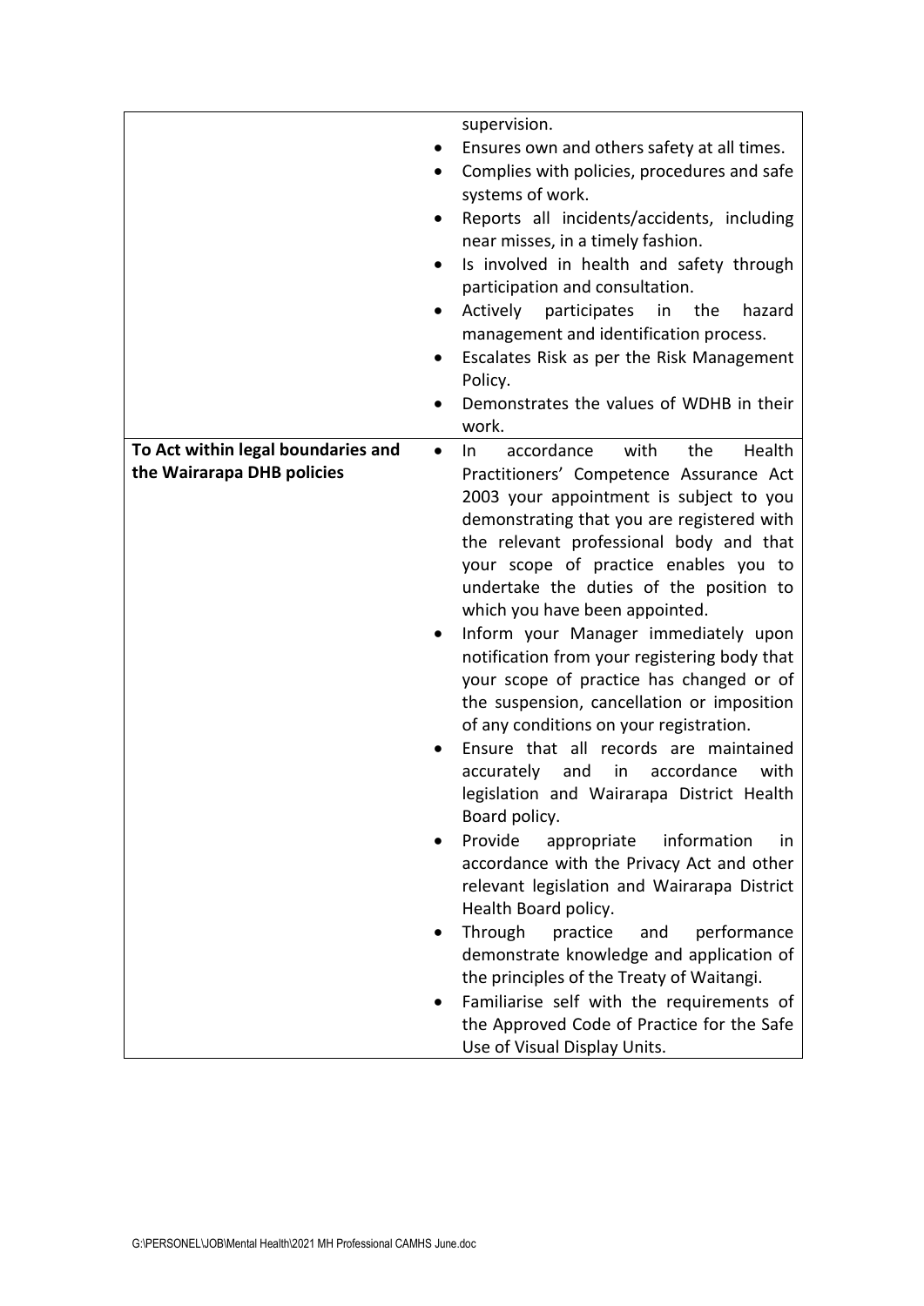| | |
|---|---|
| | supervision.<br>• Ensures own and others safety at all times.<br>• Complies with policies, procedures and safe systems of work.<br>• Reports all incidents/accidents, including near misses, in a timely fashion.<br>• Is involved in health and safety through participation and consultation.<br>• Actively participates in the hazard management and identification process.<br>• Escalates Risk as per the Risk Management Policy.<br>• Demonstrates the values of WDHB in their work. |
| **To Act within legal boundaries and the Wairarapa DHB policies** | • In accordance with the Health Practitioners' Competence Assurance Act 2003 your appointment is subject to you demonstrating that you are registered with the relevant professional body and that your scope of practice enables you to undertake the duties of the position to which you have been appointed.<br>• Inform your Manager immediately upon notification from your registering body that your scope of practice has changed or of the suspension, cancellation or imposition of any conditions on your registration.<br>• Ensure that all records are maintained accurately and in accordance with legislation and Wairarapa District Health Board policy.<br>• Provide appropriate information in accordance with the Privacy Act and other relevant legislation and Wairarapa District Health Board policy.<br>• Through practice and performance demonstrate knowledge and application of the principles of the Treaty of Waitangi.<br>• Familiarise self with the requirements of the Approved Code of Practice for the Safe Use of Visual Display Units. |

G:\PERSONEL\JOB\Mental Health\2021 MH Professional CAMHS June.doc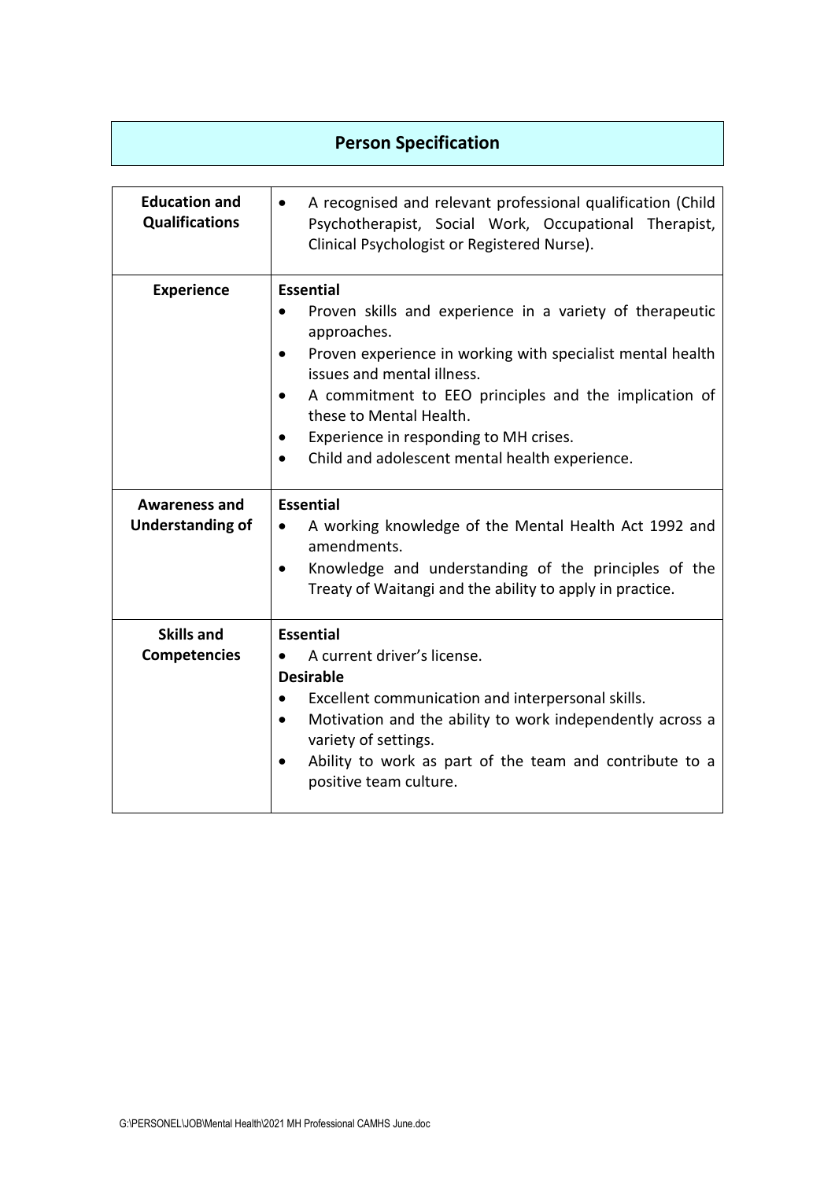## Person Specification

| | |
|---|---|
| **Education and Qualifications** | • A recognised and relevant professional qualification (Child Psychotherapist, Social Work, Occupational Therapist, Clinical Psychologist or Registered Nurse). |
| **Experience** | **Essential**<br>• Proven skills and experience in a variety of therapeutic approaches.<br>• Proven experience in working with specialist mental health issues and mental illness.<br>• A commitment to EEO principles and the implication of these to Mental Health.<br>• Experience in responding to MH crises.<br>• Child and adolescent mental health experience. |
| **Awareness and Understanding of** | **Essential**<br>• A working knowledge of the Mental Health Act 1992 and amendments.<br>• Knowledge and understanding of the principles of the Treaty of Waitangi and the ability to apply in practice. |
| **Skills and Competencies** | **Essential**<br>• A current driver's license.<br>**Desirable**<br>• Excellent communication and interpersonal skills.<br>• Motivation and the ability to work independently across a variety of settings.<br>• Ability to work as part of the team and contribute to a positive team culture. |

G:\PERSONEL\JOB\Mental Health\2021 MH Professional CAMHS June.doc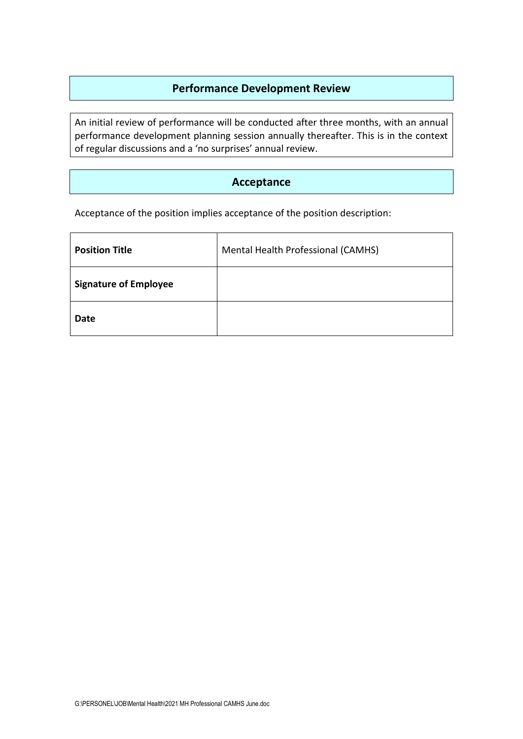## Performance Development Review

An initial review of performance will be conducted after three months, with an annual performance development planning session annually thereafter. This is in the context of regular discussions and a 'no surprises' annual review.

## Acceptance

Acceptance of the position implies acceptance of the position description:

| | |
|---|---|
| **Position Title** | Mental Health Professional (CAMHS) |
| **Signature of Employee** | |
| **Date** | |